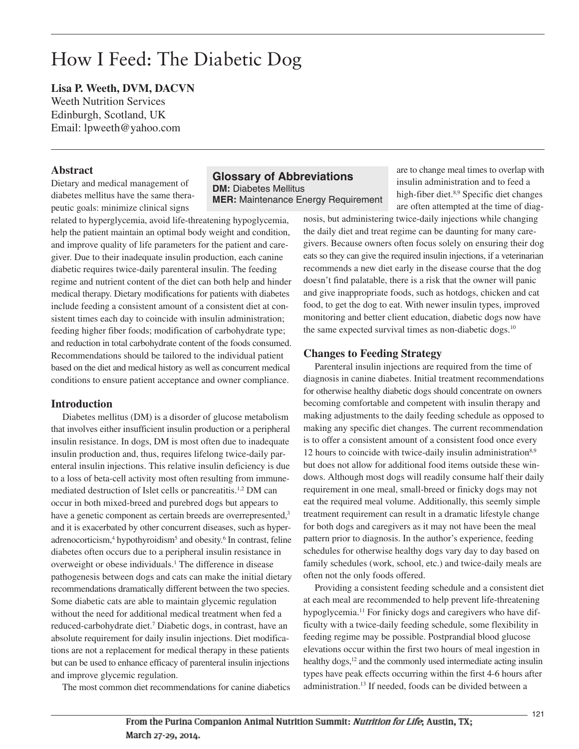# How I Feed: The Diabetic Dog

**Lisa P. Weeth, DVM, DACVN**
Weeth Nutrition Services
Edinburgh, Scotland, UK
Email: lpweeth@yahoo.com

## Abstract

Dietary and medical management of diabetes mellitus have the same therapeutic goals: minimize clinical signs related to hyperglycemia, avoid life-threatening hypoglycemia, help the patient maintain an optimal body weight and condition, and improve quality of life parameters for the patient and caregiver. Due to their inadequate insulin production, each canine diabetic requires twice-daily parenteral insulin. The feeding regime and nutrient content of the diet can both help and hinder medical therapy. Dietary modifications for patients with diabetes include feeding a consistent amount of a consistent diet at consistent times each day to coincide with insulin administration; feeding higher fiber foods; modification of carbohydrate type; and reduction in total carbohydrate content of the foods consumed. Recommendations should be tailored to the individual patient based on the diet and medical history as well as concurrent medical conditions to ensure patient acceptance and owner compliance.

**Glossary of Abbreviations**
**DM:** Diabetes Mellitus
**MER:** Maintenance Energy Requirement

## Introduction

Diabetes mellitus (DM) is a disorder of glucose metabolism that involves either insufficient insulin production or a peripheral insulin resistance. In dogs, DM is most often due to inadequate insulin production and, thus, requires lifelong twice-daily parenteral insulin injections. This relative insulin deficiency is due to a loss of beta-cell activity most often resulting from immune-mediated destruction of Islet cells or pancreatitis.[1,2] DM can occur in both mixed-breed and purebred dogs but appears to have a genetic component as certain breeds are overrepresented,[3] and it is exacerbated by other concurrent diseases, such as hyperadrenocorticism,[4] hypothyroidism[5] and obesity.[6] In contrast, feline diabetes often occurs due to a peripheral insulin resistance in overweight or obese individuals.[1] The difference in disease pathogenesis between dogs and cats can make the initial dietary recommendations dramatically different between the two species. Some diabetic cats are able to maintain glycemic regulation without the need for additional medical treatment when fed a reduced-carbohydrate diet.[7] Diabetic dogs, in contrast, have an absolute requirement for daily insulin injections. Diet modifications are not a replacement for medical therapy in these patients but can be used to enhance efficacy of parenteral insulin injections and improve glycemic regulation.

The most common diet recommendations for canine diabetics are to change meal times to overlap with insulin administration and to feed a high-fiber diet.[8,9] Specific diet changes are often attempted at the time of diagnosis, but administering twice-daily injections while changing the daily diet and treat regime can be daunting for many caregivers. Because owners often focus solely on ensuring their dog eats so they can give the required insulin injections, if a veterinarian recommends a new diet early in the disease course that the dog doesn't find palatable, there is a risk that the owner will panic and give inappropriate foods, such as hotdogs, chicken and cat food, to get the dog to eat. With newer insulin types, improved monitoring and better client education, diabetic dogs now have the same expected survival times as non-diabetic dogs.[10]

## Changes to Feeding Strategy

Parenteral insulin injections are required from the time of diagnosis in canine diabetes. Initial treatment recommendations for otherwise healthy diabetic dogs should concentrate on owners becoming comfortable and competent with insulin therapy and making adjustments to the daily feeding schedule as opposed to making any specific diet changes. The current recommendation is to offer a consistent amount of a consistent food once every 12 hours to coincide with twice-daily insulin administration[8,9] but does not allow for additional food items outside these windows. Although most dogs will readily consume half their daily requirement in one meal, small-breed or finicky dogs may not eat the required meal volume. Additionally, this seemly simple treatment requirement can result in a dramatic lifestyle change for both dogs and caregivers as it may not have been the meal pattern prior to diagnosis. In the author's experience, feeding schedules for otherwise healthy dogs vary day to day based on family schedules (work, school, etc.) and twice-daily meals are often not the only foods offered.

Providing a consistent feeding schedule and a consistent diet at each meal are recommended to help prevent life-threatening hypoglycemia.[11] For finicky dogs and caregivers who have difficulty with a twice-daily feeding schedule, some flexibility in feeding regime may be possible. Postprandial blood glucose elevations occur within the first two hours of meal ingestion in healthy dogs,[12] and the commonly used intermediate acting insulin types have peak effects occurring within the first 4-6 hours after administration.[13] If needed, foods can be divided between a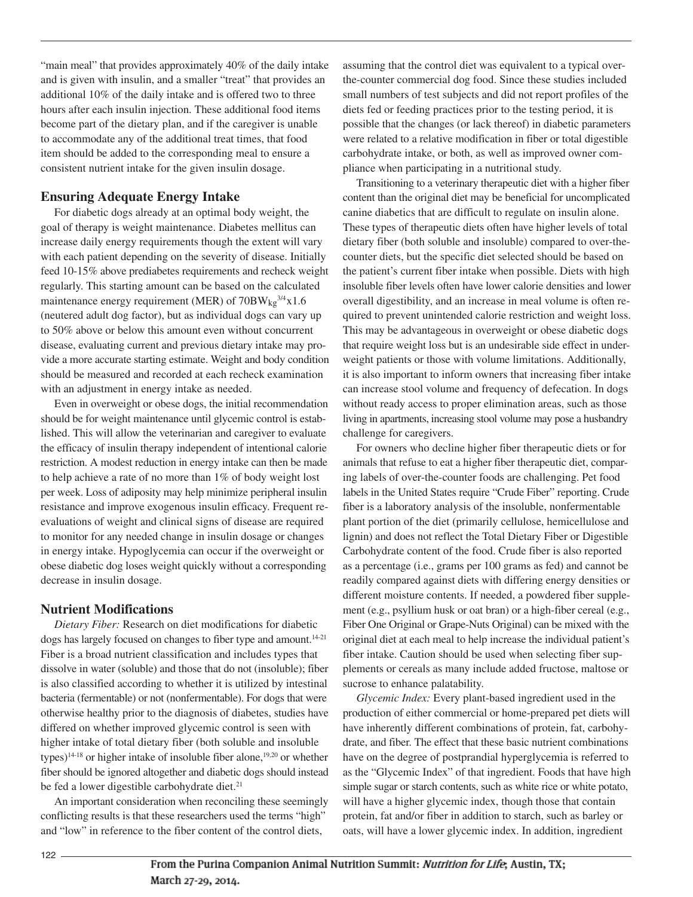"main meal" that provides approximately 40% of the daily intake and is given with insulin, and a smaller "treat" that provides an additional 10% of the daily intake and is offered two to three hours after each insulin injection. These additional food items become part of the dietary plan, and if the caregiver is unable to accommodate any of the additional treat times, that food item should be added to the corresponding meal to ensure a consistent nutrient intake for the given insulin dosage.

## Ensuring Adequate Energy Intake

For diabetic dogs already at an optimal body weight, the goal of therapy is weight maintenance. Diabetes mellitus can increase daily energy requirements though the extent will vary with each patient depending on the severity of disease. Initially feed 10-15% above prediabetes requirements and recheck weight regularly. This starting amount can be based on the calculated maintenance energy requirement (MER) of $70BW_{kg}^{3/4}x1.6$ (neutered adult dog factor), but as individual dogs can vary up to 50% above or below this amount even without concurrent disease, evaluating current and previous dietary intake may provide a more accurate starting estimate. Weight and body condition should be measured and recorded at each recheck examination with an adjustment in energy intake as needed.

Even in overweight or obese dogs, the initial recommendation should be for weight maintenance until glycemic control is established. This will allow the veterinarian and caregiver to evaluate the efficacy of insulin therapy independent of intentional calorie restriction. A modest reduction in energy intake can then be made to help achieve a rate of no more than 1% of body weight lost per week. Loss of adiposity may help minimize peripheral insulin resistance and improve exogenous insulin efficacy. Frequent re-evaluations of weight and clinical signs of disease are required to monitor for any needed change in insulin dosage or changes in energy intake. Hypoglycemia can occur if the overweight or obese diabetic dog loses weight quickly without a corresponding decrease in insulin dosage.

## Nutrient Modifications

*Dietary Fiber:* Research on diet modifications for diabetic dogs has largely focused on changes to fiber type and amount.[14-21] Fiber is a broad nutrient classification and includes types that dissolve in water (soluble) and those that do not (insoluble); fiber is also classified according to whether it is utilized by intestinal bacteria (fermentable) or not (nonfermentable). For dogs that were otherwise healthy prior to the diagnosis of diabetes, studies have differed on whether improved glycemic control is seen with higher intake of total dietary fiber (both soluble and insoluble types)[14-18] or higher intake of insoluble fiber alone,[19,20] or whether fiber should be ignored altogether and diabetic dogs should instead be fed a lower digestible carbohydrate diet.[21]

An important consideration when reconciling these seemingly conflicting results is that these researchers used the terms "high" and "low" in reference to the fiber content of the control diets, assuming that the control diet was equivalent to a typical over-the-counter commercial dog food. Since these studies included small numbers of test subjects and did not report profiles of the diets fed or feeding practices prior to the testing period, it is possible that the changes (or lack thereof) in diabetic parameters were related to a relative modification in fiber or total digestible carbohydrate intake, or both, as well as improved owner compliance when participating in a nutritional study.

Transitioning to a veterinary therapeutic diet with a higher fiber content than the original diet may be beneficial for uncomplicated canine diabetics that are difficult to regulate on insulin alone. These types of therapeutic diets often have higher levels of total dietary fiber (both soluble and insoluble) compared to over-the-counter diets, but the specific diet selected should be based on the patient's current fiber intake when possible. Diets with high insoluble fiber levels often have lower calorie densities and lower overall digestibility, and an increase in meal volume is often required to prevent unintended calorie restriction and weight loss. This may be advantageous in overweight or obese diabetic dogs that require weight loss but is an undesirable side effect in underweight patients or those with volume limitations. Additionally, it is also important to inform owners that increasing fiber intake can increase stool volume and frequency of defecation. In dogs without ready access to proper elimination areas, such as those living in apartments, increasing stool volume may pose a husbandry challenge for caregivers.

For owners who decline higher fiber therapeutic diets or for animals that refuse to eat a higher fiber therapeutic diet, comparing labels of over-the-counter foods are challenging. Pet food labels in the United States require "Crude Fiber" reporting. Crude fiber is a laboratory analysis of the insoluble, nonfermentable plant portion of the diet (primarily cellulose, hemicellulose and lignin) and does not reflect the Total Dietary Fiber or Digestible Carbohydrate content of the food. Crude fiber is also reported as a percentage (i.e., grams per 100 grams as fed) and cannot be readily compared against diets with differing energy densities or different moisture contents. If needed, a powdered fiber supplement (e.g., psyllium husk or oat bran) or a high-fiber cereal (e.g., Fiber One Original or Grape-Nuts Original) can be mixed with the original diet at each meal to help increase the individual patient's fiber intake. Caution should be used when selecting fiber supplements or cereals as many include added fructose, maltose or sucrose to enhance palatability.

*Glycemic Index:* Every plant-based ingredient used in the production of either commercial or home-prepared pet diets will have inherently different combinations of protein, fat, carbohydrate, and fiber. The effect that these basic nutrient combinations have on the degree of postprandial hyperglycemia is referred to as the "Glycemic Index" of that ingredient. Foods that have high simple sugar or starch contents, such as white rice or white potato, will have a higher glycemic index, though those that contain protein, fat and/or fiber in addition to starch, such as barley or oats, will have a lower glycemic index. In addition, ingredient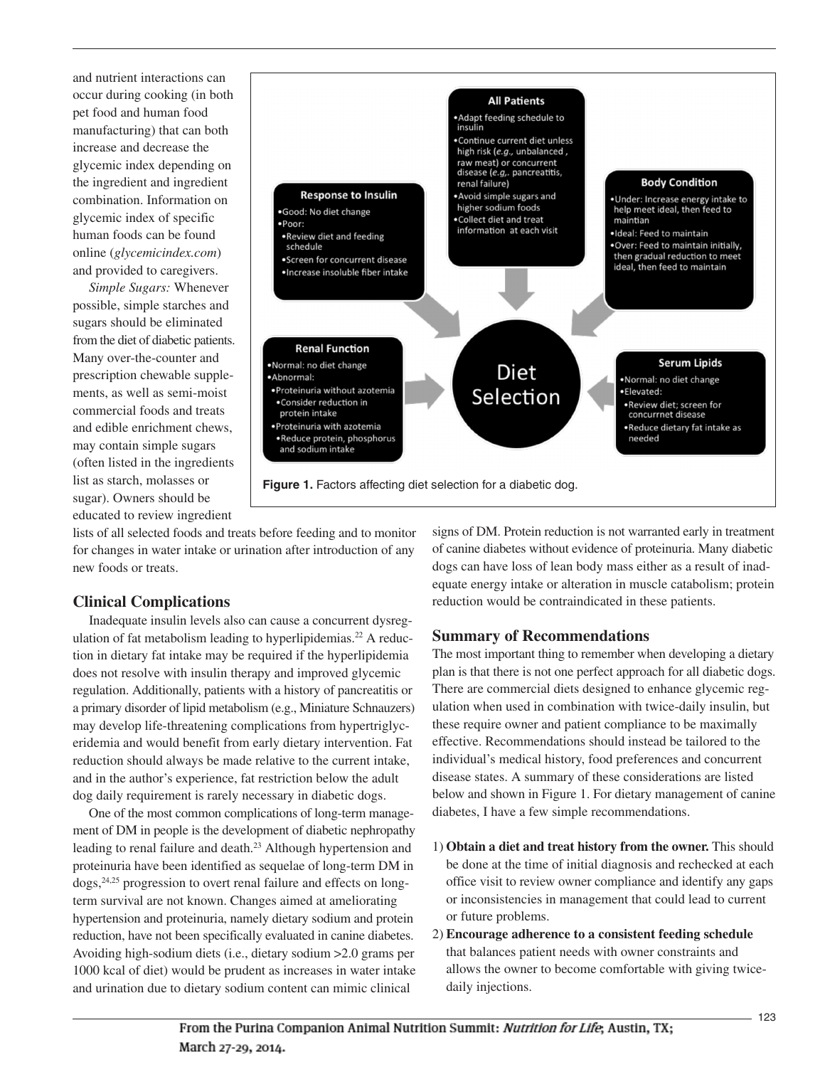and nutrient interactions can occur during cooking (in both pet food and human food manufacturing) that can both increase and decrease the glycemic index depending on the ingredient and ingredient combination. Information on glycemic index of specific human foods can be found online (*glycemicindex.com*) and provided to caregivers.

*Simple Sugars:* Whenever possible, simple starches and sugars should be eliminated from the diet of diabetic patients. Many over-the-counter and prescription chewable supplements, as well as semi-moist commercial foods and treats and edible enrichment chews, may contain simple sugars (often listed in the ingredients list as starch, molasses or sugar). Owners should be educated to review ingredient lists of all selected foods and treats before feeding and to monitor for changes in water intake or urination after introduction of any new foods or treats.

**All Patients**
- Adapt feeding schedule to insulin
- Continue current diet unless high risk (*e.g.,* unbalanced , raw meat) or concurrent disease (*e.g,.* pancreatitis, renal failure)
- Avoid simple sugars and higher sodium foods
- Collect diet and treat information at each visit

**Response to Insulin**
- Good: No diet change
- Poor:
  - Review diet and feeding schedule
  - Screen for concurrent disease
  - Increase insoluble fiber intake

**Body Condition**
- Under: Increase energy intake to help meet ideal, then feed to maintian
- Ideal: Feed to maintain
- Over: Feed to maintain initially, then gradual reduction to meet ideal, then feed to maintain

**Renal Function**
- Normal: no diet change
- Abnormal:
  - Proteinuria without azotemia
    - Consider reduction in protein intake
  - Proteinuria with azotemia
    - Reduce protein, phosphorus and sodium intake

**Serum Lipids**
- Normal: no diet change
- Elevated:
  - Review diet; screen for concurrnet disease
  - Reduce dietary fat intake as needed

**Diet Selection**

**Figure 1.** Factors affecting diet selection for a diabetic dog.

## Clinical Complications

Inadequate insulin levels also can cause a concurrent dysregulation of fat metabolism leading to hyperlipidemias.[22] A reduction in dietary fat intake may be required if the hyperlipidemia does not resolve with insulin therapy and improved glycemic regulation. Additionally, patients with a history of pancreatitis or a primary disorder of lipid metabolism (e.g., Miniature Schnauzers) may develop life-threatening complications from hypertriglyceridemia and would benefit from early dietary intervention. Fat reduction should always be made relative to the current intake, and in the author's experience, fat restriction below the adult dog daily requirement is rarely necessary in diabetic dogs.

One of the most common complications of long-term management of DM in people is the development of diabetic nephropathy leading to renal failure and death.[23] Although hypertension and proteinuria have been identified as sequelae of long-term DM in dogs,[24,25] progression to overt renal failure and effects on long-term survival are not known. Changes aimed at ameliorating hypertension and proteinuria, namely dietary sodium and protein reduction, have not been specifically evaluated in canine diabetes. Avoiding high-sodium diets (i.e., dietary sodium >2.0 grams per 1000 kcal of diet) would be prudent as increases in water intake and urination due to dietary sodium content can mimic clinical signs of DM. Protein reduction is not warranted early in treatment of canine diabetes without evidence of proteinuria. Many diabetic dogs can have loss of lean body mass either as a result of inadequate energy intake or alteration in muscle catabolism; protein reduction would be contraindicated in these patients.

## Summary of Recommendations

The most important thing to remember when developing a dietary plan is that there is not one perfect approach for all diabetic dogs. There are commercial diets designed to enhance glycemic regulation when used in combination with twice-daily insulin, but these require owner and patient compliance to be maximally effective. Recommendations should instead be tailored to the individual's medical history, food preferences and concurrent disease states. A summary of these considerations are listed below and shown in Figure 1. For dietary management of canine diabetes, I have a few simple recommendations.

1) **Obtain a diet and treat history from the owner.** This should be done at the time of initial diagnosis and rechecked at each office visit to review owner compliance and identify any gaps or inconsistencies in management that could lead to current or future problems.
2) **Encourage adherence to a consistent feeding schedule** that balances patient needs with owner constraints and allows the owner to become comfortable with giving twice-daily injections.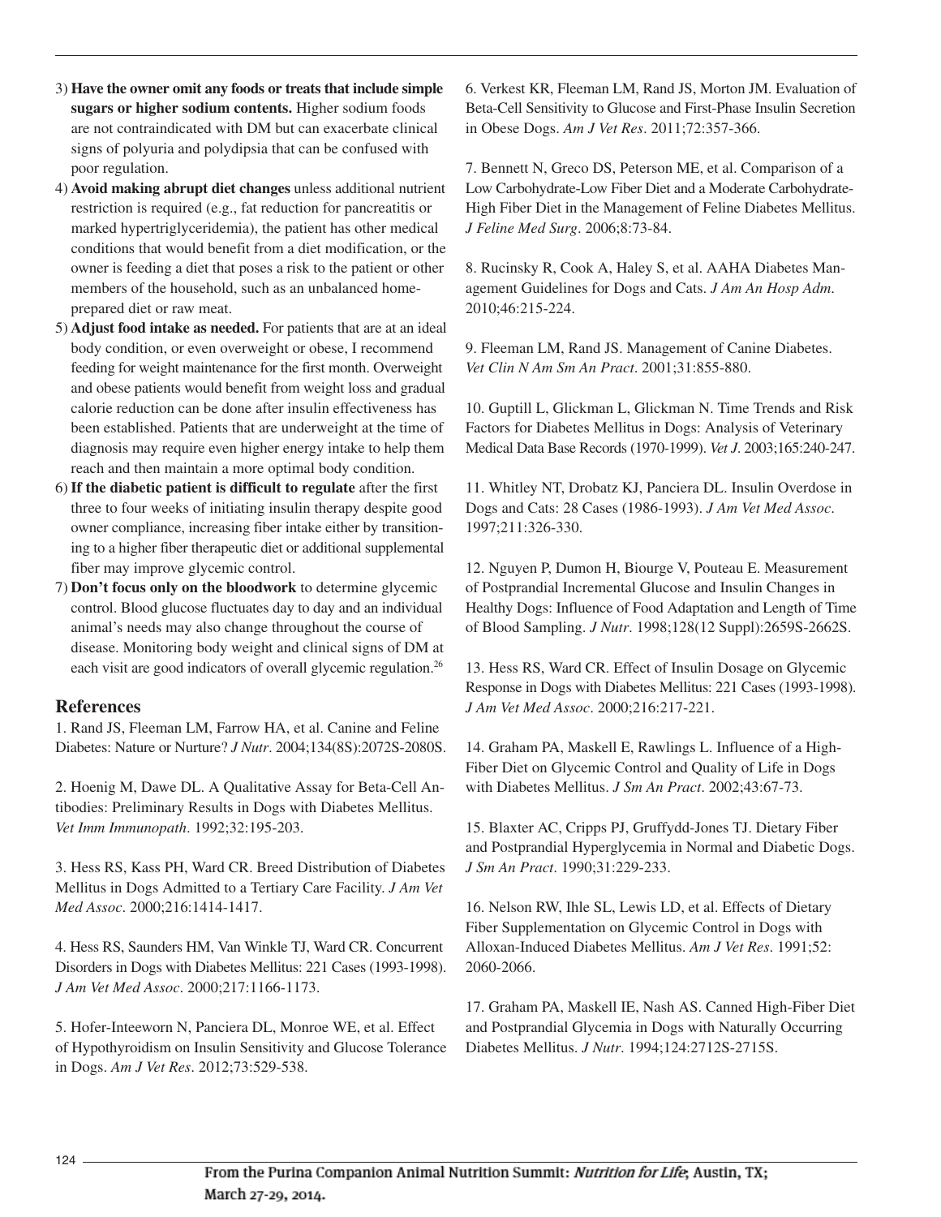3) **Have the owner omit any foods or treats that include simple sugars or higher sodium contents.** Higher sodium foods are not contraindicated with DM but can exacerbate clinical signs of polyuria and polydipsia that can be confused with poor regulation.
4) **Avoid making abrupt diet changes** unless additional nutrient restriction is required (e.g., fat reduction for pancreatitis or marked hypertriglyceridemia), the patient has other medical conditions that would benefit from a diet modification, or the owner is feeding a diet that poses a risk to the patient or other members of the household, such as an unbalanced home-prepared diet or raw meat.
5) **Adjust food intake as needed.** For patients that are at an ideal body condition, or even overweight or obese, I recommend feeding for weight maintenance for the first month. Overweight and obese patients would benefit from weight loss and gradual calorie reduction can be done after insulin effectiveness has been established. Patients that are underweight at the time of diagnosis may require even higher energy intake to help them reach and then maintain a more optimal body condition.
6) **If the diabetic patient is difficult to regulate** after the first three to four weeks of initiating insulin therapy despite good owner compliance, increasing fiber intake either by transitioning to a higher fiber therapeutic diet or additional supplemental fiber may improve glycemic control.
7) **Don't focus only on the bloodwork** to determine glycemic control. Blood glucose fluctuates day to day and an individual animal's needs may also change throughout the course of disease. Monitoring body weight and clinical signs of DM at each visit are good indicators of overall glycemic regulation.[26]

## References

1. Rand JS, Fleeman LM, Farrow HA, et al. Canine and Feline Diabetes: Nature or Nurture? *J Nutr*. 2004;134(8S):2072S-2080S.

2. Hoenig M, Dawe DL. A Qualitative Assay for Beta-Cell Antibodies: Preliminary Results in Dogs with Diabetes Mellitus. *Vet Imm Immunopath*. 1992;32:195-203.

3. Hess RS, Kass PH, Ward CR. Breed Distribution of Diabetes Mellitus in Dogs Admitted to a Tertiary Care Facility. *J Am Vet Med Assoc*. 2000;216:1414-1417.

4. Hess RS, Saunders HM, Van Winkle TJ, Ward CR. Concurrent Disorders in Dogs with Diabetes Mellitus: 221 Cases (1993-1998). *J Am Vet Med Assoc*. 2000;217:1166-1173.

5. Hofer-Inteeworn N, Panciera DL, Monroe WE, et al. Effect of Hypothyroidism on Insulin Sensitivity and Glucose Tolerance in Dogs. *Am J Vet Res*. 2012;73:529-538.

6. Verkest KR, Fleeman LM, Rand JS, Morton JM. Evaluation of Beta-Cell Sensitivity to Glucose and First-Phase Insulin Secretion in Obese Dogs. *Am J Vet Res*. 2011;72:357-366.

7. Bennett N, Greco DS, Peterson ME, et al. Comparison of a Low Carbohydrate-Low Fiber Diet and a Moderate Carbohydrate-High Fiber Diet in the Management of Feline Diabetes Mellitus. *J Feline Med Surg*. 2006;8:73-84.

8. Rucinsky R, Cook A, Haley S, et al. AAHA Diabetes Management Guidelines for Dogs and Cats. *J Am An Hosp Adm*. 2010;46:215-224.

9. Fleeman LM, Rand JS. Management of Canine Diabetes. *Vet Clin N Am Sm An Pract*. 2001;31:855-880.

10. Guptill L, Glickman L, Glickman N. Time Trends and Risk Factors for Diabetes Mellitus in Dogs: Analysis of Veterinary Medical Data Base Records (1970-1999). *Vet J*. 2003;165:240-247.

11. Whitley NT, Drobatz KJ, Panciera DL. Insulin Overdose in Dogs and Cats: 28 Cases (1986-1993). *J Am Vet Med Assoc*. 1997;211:326-330.

12. Nguyen P, Dumon H, Biourge V, Pouteau E. Measurement of Postprandial Incremental Glucose and Insulin Changes in Healthy Dogs: Influence of Food Adaptation and Length of Time of Blood Sampling. *J Nutr*. 1998;128(12 Suppl):2659S-2662S.

13. Hess RS, Ward CR. Effect of Insulin Dosage on Glycemic Response in Dogs with Diabetes Mellitus: 221 Cases (1993-1998). *J Am Vet Med Assoc*. 2000;216:217-221.

14. Graham PA, Maskell E, Rawlings L. Influence of a High-Fiber Diet on Glycemic Control and Quality of Life in Dogs with Diabetes Mellitus. *J Sm An Pract*. 2002;43:67-73.

15. Blaxter AC, Cripps PJ, Gruffydd-Jones TJ. Dietary Fiber and Postprandial Hyperglycemia in Normal and Diabetic Dogs. *J Sm An Pract*. 1990;31:229-233.

16. Nelson RW, Ihle SL, Lewis LD, et al. Effects of Dietary Fiber Supplementation on Glycemic Control in Dogs with Alloxan-Induced Diabetes Mellitus. *Am J Vet Res*. 1991;52:2060-2066.

17. Graham PA, Maskell IE, Nash AS. Canned High-Fiber Diet and Postprandial Glycemia in Dogs with Naturally Occurring Diabetes Mellitus. *J Nutr*. 1994;124:2712S-2715S.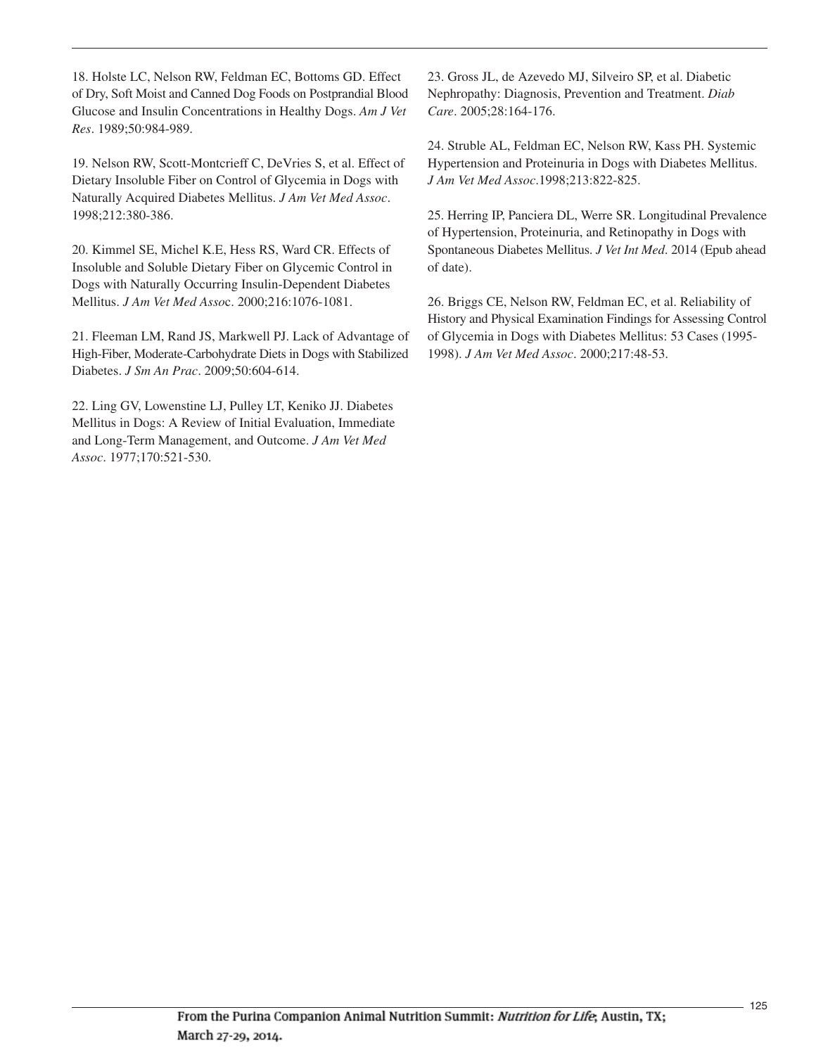18. Holste LC, Nelson RW, Feldman EC, Bottoms GD. Effect of Dry, Soft Moist and Canned Dog Foods on Postprandial Blood Glucose and Insulin Concentrations in Healthy Dogs. *Am J Vet Res*. 1989;50:984-989.

19. Nelson RW, Scott-Montcrieff C, DeVries S, et al. Effect of Dietary Insoluble Fiber on Control of Glycemia in Dogs with Naturally Acquired Diabetes Mellitus. *J Am Vet Med Assoc*. 1998;212:380-386.

20. Kimmel SE, Michel K.E, Hess RS, Ward CR. Effects of Insoluble and Soluble Dietary Fiber on Glycemic Control in Dogs with Naturally Occurring Insulin-Dependent Diabetes Mellitus. *J Am Vet Med Asso*c. 2000;216:1076-1081.

21. Fleeman LM, Rand JS, Markwell PJ. Lack of Advantage of High-Fiber, Moderate-Carbohydrate Diets in Dogs with Stabilized Diabetes. *J Sm An Prac*. 2009;50:604-614.

22. Ling GV, Lowenstine LJ, Pulley LT, Keniko JJ. Diabetes Mellitus in Dogs: A Review of Initial Evaluation, Immediate and Long-Term Management, and Outcome. *J Am Vet Med Assoc*. 1977;170:521-530.

23. Gross JL, de Azevedo MJ, Silveiro SP, et al. Diabetic Nephropathy: Diagnosis, Prevention and Treatment. *Diab Care*. 2005;28:164-176.

24. Struble AL, Feldman EC, Nelson RW, Kass PH. Systemic Hypertension and Proteinuria in Dogs with Diabetes Mellitus. *J Am Vet Med Assoc*.1998;213:822-825.

25. Herring IP, Panciera DL, Werre SR. Longitudinal Prevalence of Hypertension, Proteinuria, and Retinopathy in Dogs with Spontaneous Diabetes Mellitus. *J Vet Int Med*. 2014 (Epub ahead of date).

26. Briggs CE, Nelson RW, Feldman EC, et al. Reliability of History and Physical Examination Findings for Assessing Control of Glycemia in Dogs with Diabetes Mellitus: 53 Cases (1995-1998). *J Am Vet Med Assoc*. 2000;217:48-53.